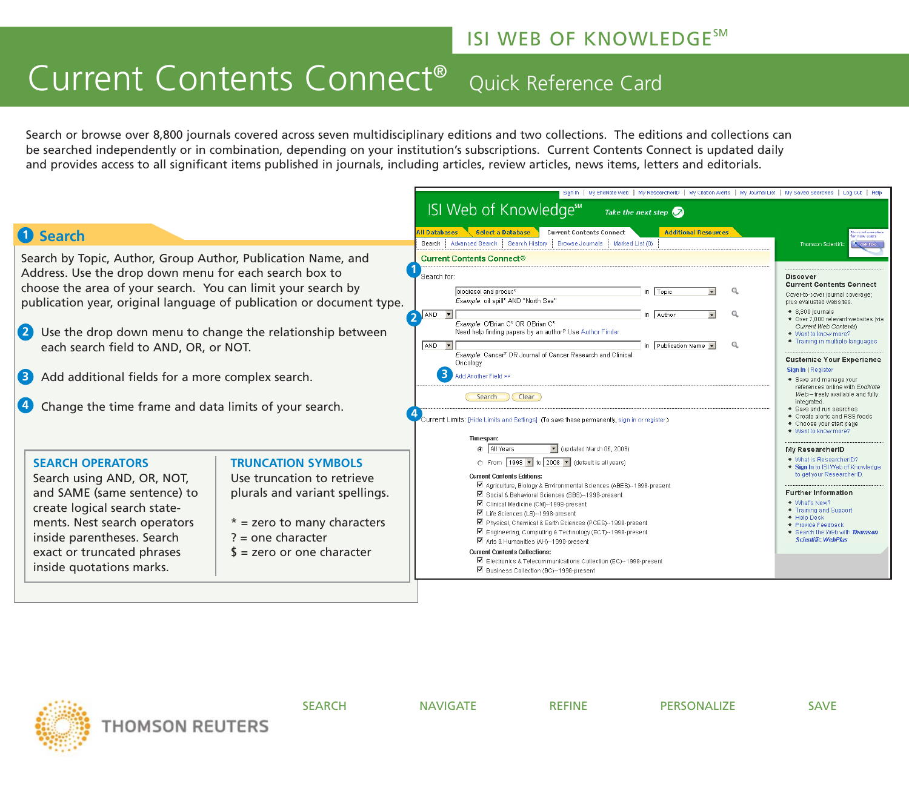ISI WEB OF KNOWLEDGE℠

# Current Contents Connect® Quick Reference Card

Search or browse over 8,800 journals covered across seven multidisciplinary editions and two collections. The editions and collections can be searched independently or in combination, depending on your institution's subscriptions. Current Contents Connect is updated daily and provides access to all significant items published in journals, including articles, review articles, news items, letters and editorials.

## 1 Search

Search by Topic, Author, Group Author, Publication Name, and Address. Use the drop down menu for each search box to choose the area of your search. You can limit your search by publication year, original language of publication or document type.

2. Use the drop down menu to change the relationship between each search field to AND, OR, or NOT.
3. Add additional fields for a more complex search.
4. Change the time frame and data limits of your search.

### SEARCH OPERATORS

Search using AND, OR, NOT, and SAME (same sentence) to create logical search statements. Nest search operators inside parentheses. Search exact or truncated phrases inside quotation marks.

### TRUNCATION SYMBOLS

Use truncation to retrieve plurals and variant spellings.

* = zero to many characters
? = one character
$ = zero or one character

THOMSON REUTERS

SEARCH NAVIGATE REFINE PERSONALIZE SAVE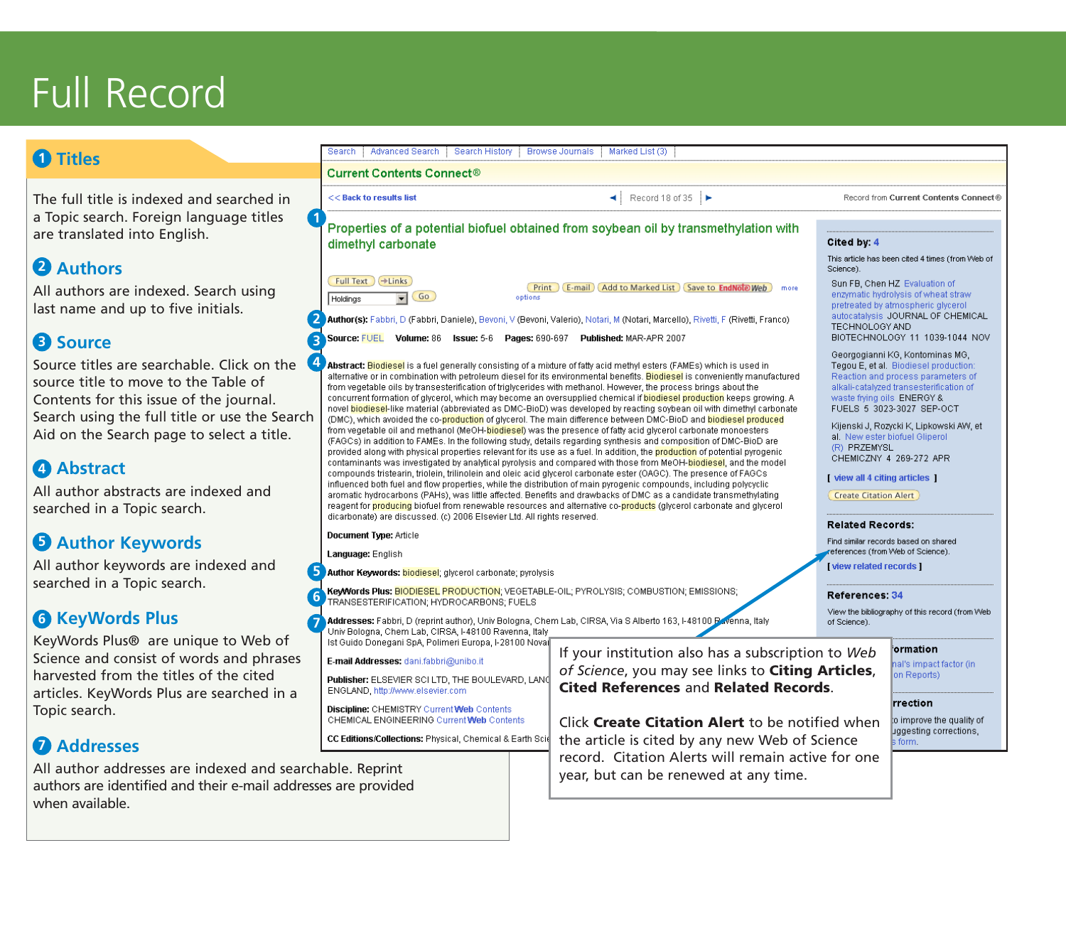# Full Record

## 1 Titles

The full title is indexed and searched in a Topic search. Foreign language titles are translated into English.

## 2 Authors

All authors are indexed. Search using last name and up to five initials.

## 3 Source

Source titles are searchable. Click on the source title to move to the Table of Contents for this issue of the journal. Search using the full title or use the Search Aid on the Search page to select a title.

## 4 Abstract

All author abstracts are indexed and searched in a Topic search.

## 5 Author Keywords

All author keywords are indexed and searched in a Topic search.

## 6 KeyWords Plus

KeyWords Plus® are unique to Web of Science and consist of words and phrases harvested from the titles of the cited articles. KeyWords Plus are searched in a Topic search.

## 7 Addresses

All author addresses are indexed and searchable. Reprint authors are identified and their e-mail addresses are provided when available.

---

Search | Advanced Search | Search History | Browse Journals | Marked List (3)

**Current Contents Connect®**

<< Back to results list | Record 18 of 35 | Record from Current Contents Connect®

1. Properties of a potential biofuel obtained from soybean oil by transmethylation with dimethyl carbonate

Full Text | Links | Holdings | Go | Print | E-mail | Add to Marked List | Save to EndNote Web | more options

2. **Author(s):** Fabbri, D (Fabbri, Daniele), Bevoni, V (Bevoni, Valerio), Notari, M (Notari, Marcello), Rivetti, F (Rivetti, Franco)

3. **Source:** FUEL **Volume:** 86 **Issue:** 5-6 **Pages:** 690-697 **Published:** MAR-APR 2007

4. **Abstract:** Biodiesel is a fuel generally consisting of a mixture of fatty acid methyl esters (FAMEs) which is used in alternative or in combination with petroleum diesel for its environmental benefits. Biodiesel is conveniently manufactured from vegetable oils by transesterification of triglycerides with methanol. However, the process brings about the concurrent formation of glycerol, which may become an oversupplied chemical if biodiesel production keeps growing. A novel biodiesel-like material (abbreviated as DMC-BioD) was developed by reacting soybean oil with dimethyl carbonate (DMC), which avoided the co-production of glycerol. The main difference between DMC-BioD and biodiesel produced from vegetable oil and methanol (MeOH-biodiesel) was the presence of fatty acid glycerol carbonate monoesters (FAGCs) in addition to FAMEs. In the following study, details regarding synthesis and composition of DMC-BioD are provided along with physical properties relevant for its use as a fuel. In addition, the production of potential pyrogenic contaminants was investigated by analytical pyrolysis and compared with those from MeOH-biodiesel, and the model compounds tristearin, triolein, trilinolein and oleic acid glycerol carbonate ester (OAGC). The presence of FAGCs influenced both fuel and flow properties, while the distribution of main pyrogenic compounds, including polycyclic aromatic hydrocarbons (PAHs), was little affected. Benefits and drawbacks of DMC as a candidate transmethylating reagent for producing biofuel from renewable resources and alternative co-products (glycerol carbonate and glycerol dicarbonate) are discussed. (c) 2006 Elsevier Ltd. All rights reserved.

**Document Type:** Article

**Language:** English

5. **Author Keywords:** biodiesel; glycerol carbonate; pyrolysis

6. **KeyWords Plus:** BIODIESEL PRODUCTION; VEGETABLE-OIL; PYROLYSIS; COMBUSTION; EMISSIONS; TRANSESTERIFICATION; HYDROCARBONS; FUELS

7. **Addresses:** Fabbri, D (reprint author), Univ Bologna, Chem Lab, CIRSA, Via S Alberto 163, I-48100 Ravenna, Italy
Univ Bologna, Chem Lab, CIRSA, I-48100 Ravenna, Italy
Ist Guido Donegani SpA, Polimeri Europa, I-28100 Novar...

**E-mail Addresses:** dani.fabbri@unibo.it

**Publisher:** ELSEVIER SCI LTD, THE BOULEVARD, LANG... ENGLAND, http://www.elsevier.com

**Discipline:** CHEMISTRY Current Web Contents
CHEMICAL ENGINEERING Current Web Contents

**CC Editions/Collections:** Physical, Chemical & Earth Sci...

**Cited by:** 4

This article has been cited 4 times (from Web of Science).

Sun FB, Chen HZ Evaluation of enzymatic hydrolysis of wheat straw pretreated by atmospheric glycerol autocatalysis JOURNAL OF CHEMICAL TECHNOLOGY AND BIOTECHNOLOGY 11 1039-1044 NOV

Georgogianni KG, Kontominas MG, Tegou E, et al. Biodiesel production: Reaction and process parameters of alkali-catalyzed transesterification of waste frying oils ENERGY & FUELS 5 3023-3027 SEP-OCT

Kijenski J, Rozycki K, Lipkowski AW, et al. New ester biofuel Gliperol (R) PRZEMYSL CHEMICZNY 4 269-272 APR

[ view all 4 citing articles ]

Create Citation Alert

**Related Records:**

Find similar records based on shared references (from Web of Science).

[ view related records ]

**References:** 34

View the bibliography of this record (from Web of Science).

...ormation
...nal's impact factor (in ...on Reports)

...rrection
...o improve the quality of ...uggesting corrections, ...s form.

---

If your institution also has a subscription to *Web of Science*, you may see links to **Citing Articles**, **Cited References** and **Related Records**.

Click **Create Citation Alert** to be notified when the article is cited by any new Web of Science record. Citation Alerts will remain active for one year, but can be renewed at any time.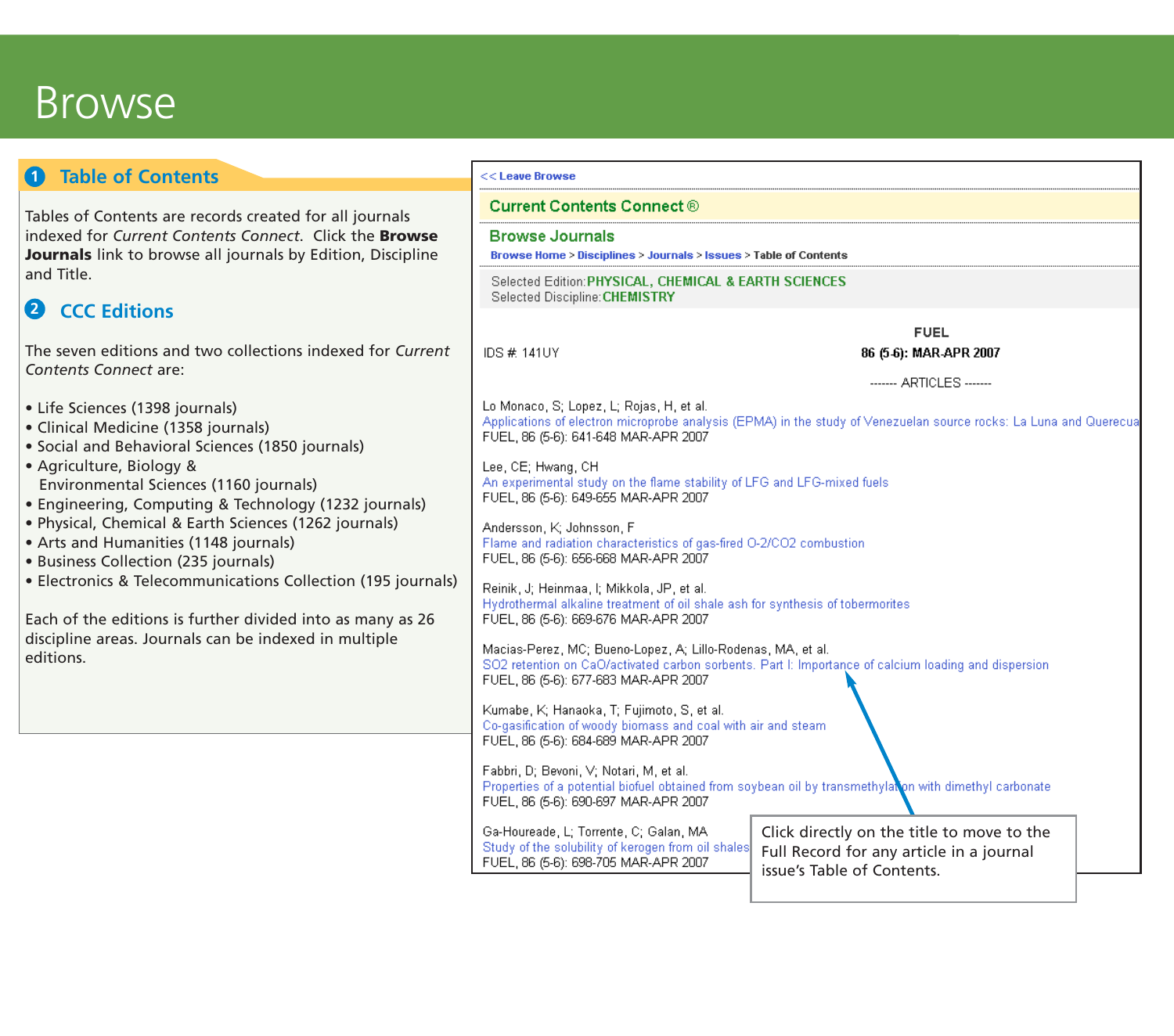# Browse

## 1 Table of Contents

Tables of Contents are records created for all journals indexed for *Current Contents Connect*. Click the **Browse Journals** link to browse all journals by Edition, Discipline and Title.

## 2 CCC Editions

The seven editions and two collections indexed for *Current Contents Connect* are:

- Life Sciences (1398 journals)
- Clinical Medicine (1358 journals)
- Social and Behavioral Sciences (1850 journals)
- Agriculture, Biology & Environmental Sciences (1160 journals)
- Engineering, Computing & Technology (1232 journals)
- Physical, Chemical & Earth Sciences (1262 journals)
- Arts and Humanities (1148 journals)
- Business Collection (235 journals)
- Electronics & Telecommunications Collection (195 journals)

Each of the editions is further divided into as many as 26 discipline areas. Journals can be indexed in multiple editions.

<< Leave Browse

**Current Contents Connect ®**

**Browse Journals**

Browse Home > Disciplines > Journals > Issues > Table of Contents

Selected Edition: **PHYSICAL, CHEMICAL & EARTH SCIENCES**
Selected Discipline: **CHEMISTRY**

**FUEL**

IDS # 141UY **86 (5-6): MAR-APR 2007**

------- ARTICLES -------

Lo Monaco, S; Lopez, L; Rojas, H, et al.
Applications of electron microprobe analysis (EPMA) in the study of Venezuelan source rocks: La Luna and Querecua
FUEL, 86 (5-6): 641-648 MAR-APR 2007

Lee, CE; Hwang, CH
An experimental study on the flame stability of LFG and LFG-mixed fuels
FUEL, 86 (5-6): 649-655 MAR-APR 2007

Andersson, K; Johnsson, F
Flame and radiation characteristics of gas-fired O-2/CO2 combustion
FUEL, 86 (5-6): 656-668 MAR-APR 2007

Reinik, J; Heinmaa, I; Mikkola, JP, et al.
Hydrothermal alkaline treatment of oil shale ash for synthesis of tobermorites
FUEL, 86 (5-6): 669-676 MAR-APR 2007

Macias-Perez, MC; Bueno-Lopez, A; Lillo-Rodenas, MA, et al.
SO2 retention on CaO/activated carbon sorbents. Part I: Importance of calcium loading and dispersion
FUEL, 86 (5-6): 677-683 MAR-APR 2007

Kumabe, K; Hanaoka, T; Fujimoto, S, et al.
Co-gasification of woody biomass and coal with air and steam
FUEL, 86 (5-6): 684-689 MAR-APR 2007

Fabbri, D; Bevoni, V; Notari, M, et al.
Properties of a potential biofuel obtained from soybean oil by transmethylation with dimethyl carbonate
FUEL, 86 (5-6): 690-697 MAR-APR 2007

Ga-Houreade, L; Torrente, C; Galan, MA
Study of the solubility of kerogen from oil shales
FUEL, 86 (5-6): 698-705 MAR-APR 2007

Click directly on the title to move to the Full Record for any article in a journal issue's Table of Contents.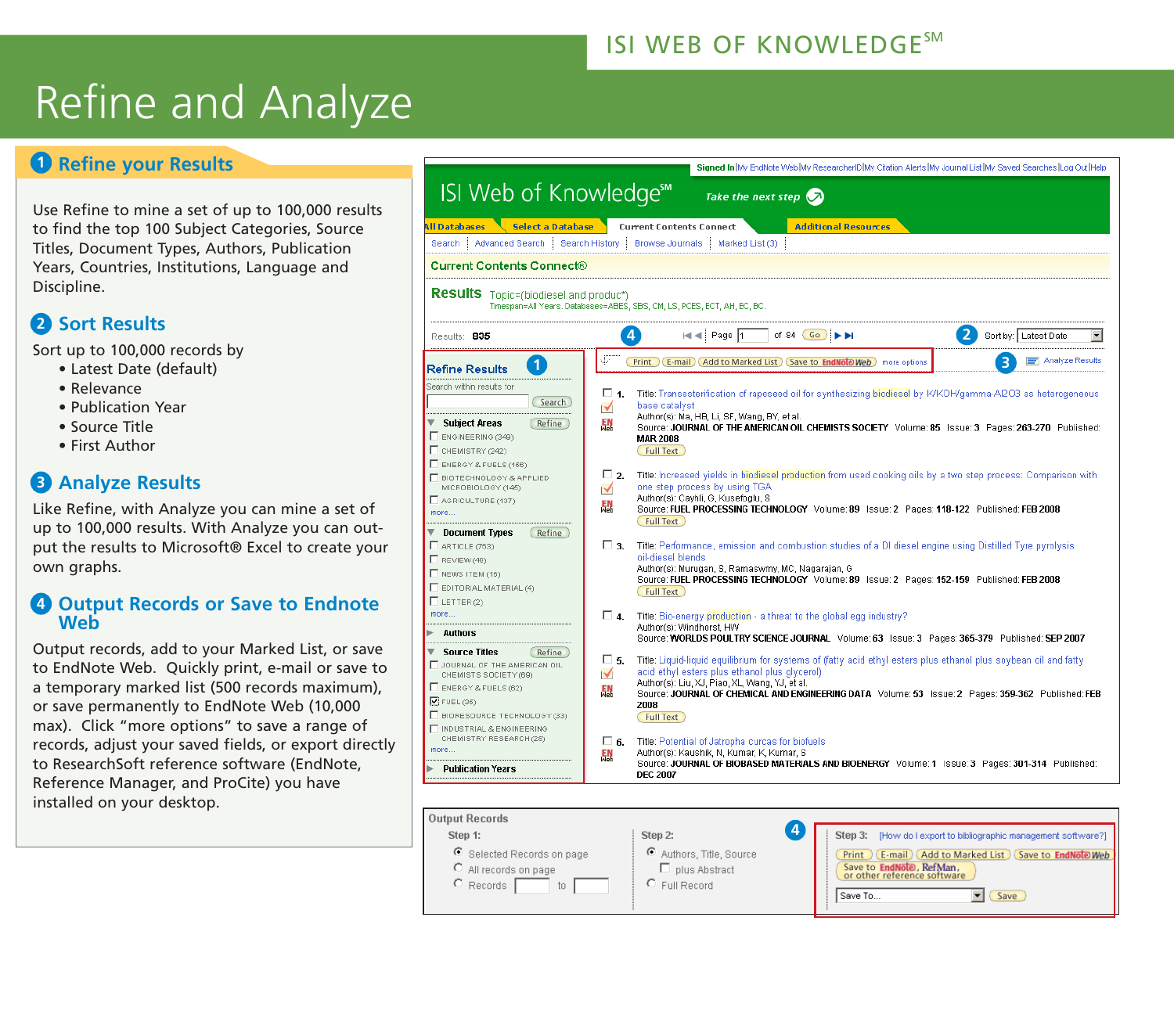# Refine and Analyze

## 1 Refine your Results

Use Refine to mine a set of up to 100,000 results to find the top 100 Subject Categories, Source Titles, Document Types, Authors, Publication Years, Countries, Institutions, Language and Discipline.

## 2 Sort Results

Sort up to 100,000 records by

- Latest Date (default)
- Relevance
- Publication Year
- Source Title
- First Author

## 3 Analyze Results

Like Refine, with Analyze you can mine a set of up to 100,000 results. With Analyze you can output the results to Microsoft® Excel to create your own graphs.

## 4 Output Records or Save to Endnote Web

Output records, add to your Marked List, or save to EndNote Web. Quickly print, e-mail or save to a temporary marked list (500 records maximum), or save permanently to EndNote Web (10,000 max). Click "more options" to save a range of records, adjust your saved fields, or export directly to ResearchSoft reference software (EndNote, Reference Manager, and ProCite) you have installed on your desktop.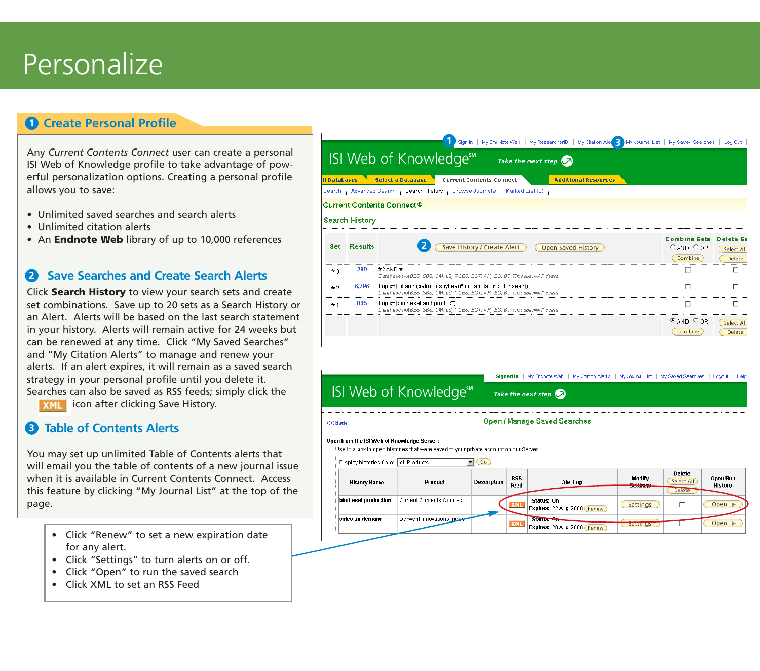# Personalize

## 1 Create Personal Profile

Any *Current Contents Connect* user can create a personal ISI Web of Knowledge profile to take advantage of powerful personalization options. Creating a personal profile allows you to save:

- Unlimited saved searches and search alerts
- Unlimited citation alerts
- An **Endnote Web** library of up to 10,000 references

## 2 Save Searches and Create Search Alerts

Click **Search History** to view your search sets and create set combinations. Save up to 20 sets as a Search History or an Alert. Alerts will be based on the last search statement in your history. Alerts will remain active for 24 weeks but can be renewed at any time. Click "My Saved Searches" and "My Citation Alerts" to manage and renew your alerts. If an alert expires, it will remain as a saved search strategy in your personal profile until you delete it. Searches can also be saved as RSS feeds; simply click the XML icon after clicking Save History.

## 3 Table of Contents Alerts

You may set up unlimited Table of Contents alerts that will email you the table of contents of a new journal issue when it is available in Current Contents Connect. Access this feature by clicking "My Journal List" at the top of the page.

- Click "Renew" to set a new expiration date for any alert.
- Click "Settings" to turn alerts on or off.
- Click "Open" to run the saved search
- Click XML to set an RSS Feed

Sign In | My EndNote Web | My ResearcherID | My Citation Alerts | My Journal List | My Saved Searches | Log Out

ISI Web of Knowledge℠ Take the next step

All Databases | Select a Database | Current Contents Connect | Additional Resources

Search | Advanced Search | Search History | Browse Journals | Marked List (0)

Current Contents Connect®

Search History

| Set | Results | Save History / Create Alert · Open Saved History | Combine Sets (AND / OR) | Delete Sets |
|---|---|---|---|---|
| #3 | 289 | #2 AND #1<br>Databases=ABES, SBS, CM, LS, PCES, ECT, AH, EC, BC Timespan=All Years | ☐ | ☐ |
| #2 | 6,796 | Topic=(oil and (palm or soybean* or canola or cottonseed))<br>Databases=ABES, SBS, CM, LS, PCES, ECT, AH, EC, BC Timespan=All Years | ☐ | ☐ |
| #1 | 835 | Topic=(biodiesel and produc*)<br>Databases=ABES, SBS, CM, LS, PCES, ECT, AH, EC, BC Timespan=All Years | ☐ | ☐ |

Signed In | My Endnote Web | My Citation Alerts | My Journal List | My Saved Searches | Logout | Help

ISI Web of Knowledge℠ Take the next step

<< Back

Open / Manage Saved Searches

**Open from the ISI Web of Knowledge Server:**
Use this box to open histories that were saved to your private account on our Server.

Display histories from: All Products  Go

| History Name | Product | Description | RSS Feed | Alerting | Modify Settings | Delete | Open/Run History |
|---|---|---|---|---|---|---|---|
| biodiesel production | Current Contents Connect | | XML | Status: On<br>Expires: 22 Aug 2008 Renew | Settings | ☐ | Open |
| video on demand | Derwent Innovations Index | | XML | Status: On<br>Expires: 20 Aug 2008 Renew | Settings | ☐ | Open |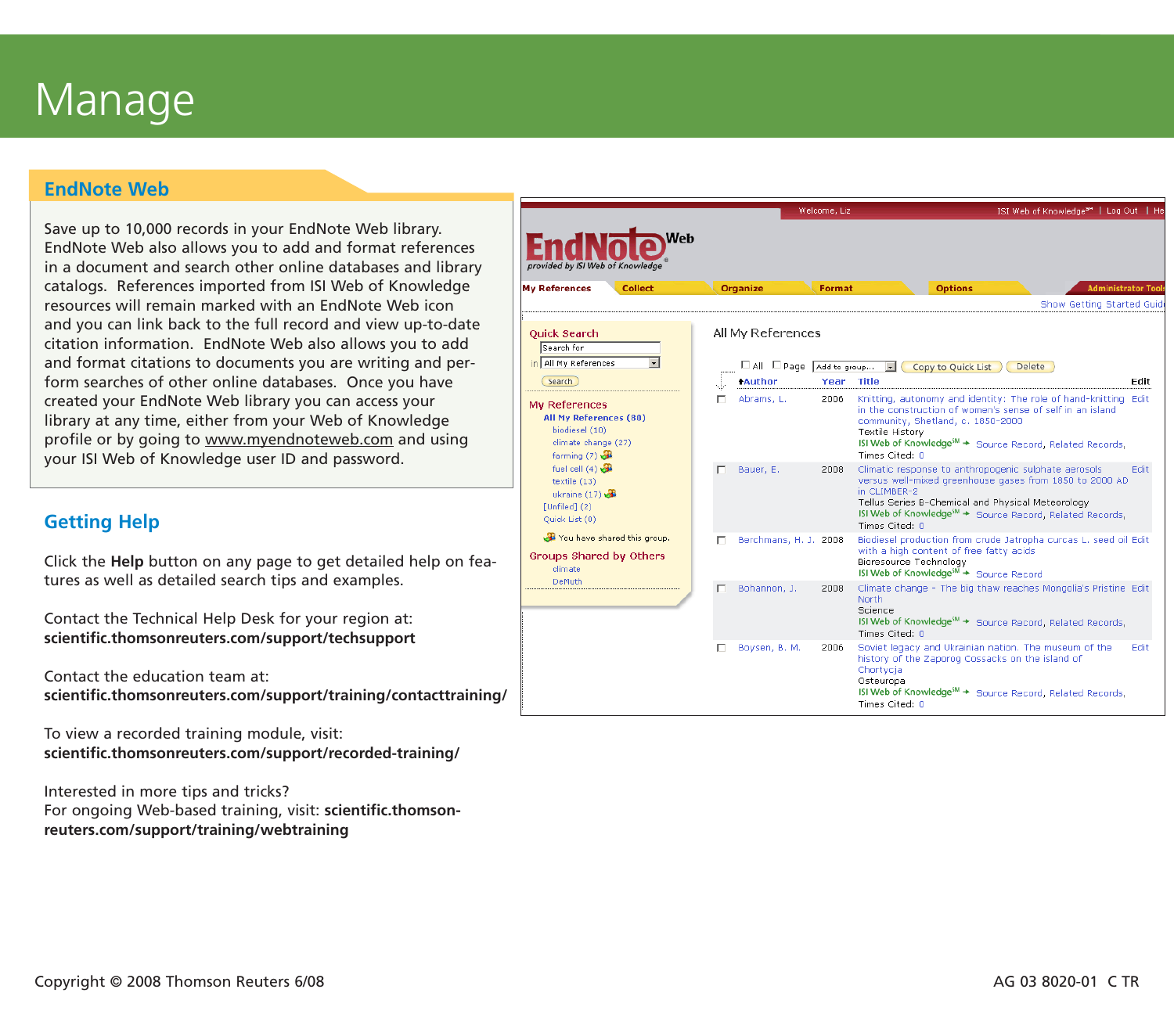# Manage

## EndNote Web

Save up to 10,000 records in your EndNote Web library. EndNote Web also allows you to add and format references in a document and search other online databases and library catalogs. References imported from ISI Web of Knowledge resources will remain marked with an EndNote Web icon and you can link back to the full record and view up-to-date citation information. EndNote Web also allows you to add and format citations to documents you are writing and perform searches of other online databases. Once you have created your EndNote Web library you can access your library at any time, either from your Web of Knowledge profile or by going to www.myendnoteweb.com and using your ISI Web of Knowledge user ID and password.

## Getting Help

Click the **Help** button on any page to get detailed help on features as well as detailed search tips and examples.

Contact the Technical Help Desk for your region at:
**scientific.thomsonreuters.com/support/techsupport**

Contact the education team at:
**scientific.thomsonreuters.com/support/training/contacttraining/**

To view a recorded training module, visit:
**scientific.thomsonreuters.com/support/recorded-training/**

Interested in more tips and tricks?
For ongoing Web-based training, visit: **scientific.thomsonreuters.com/support/training/webtraining**

Welcome, Liz | ISI Web of Knowledge℠ | Log Out | He

EndNote Web
provided by ISI Web of Knowledge

My References | Collect | Organize | Format | Options | Administrator Tools

Show Getting Started Guide

Quick Search
Search for
in All My References
Search

My References
All My References (80)
biodiesel (10)
climate change (27)
farming (7)
fuel cell (4)
textile (13)
ukraine (17)
[Unfiled] (2)
Quick List (0)

You have shared this group.

Groups Shared by Others
climate
DeMuth

All My References

All | Page | Add to group... | Copy to Quick List | Delete

| Author | Year | Title | Edit |
|---|---|---|---|
| Abrams, L. | 2006 | Knitting, autonomy and identity: The role of hand-knitting in the construction of women's sense of self in an island community, Shetland, c. 1850-2000<br>Textile History<br>ISI Web of Knowledge℠ → Source Record, Related Records,<br>Times Cited: 0 | Edit |
| Bauer, E. | 2008 | Climatic response to anthropogenic sulphate aerosols versus well-mixed greenhouse gases from 1850 to 2000 AD in CLIMBER-2<br>Tellus Series B-Chemical and Physical Meteorology<br>ISI Web of Knowledge℠ → Source Record, Related Records,<br>Times Cited: 0 | Edit |
| Berchmans, H. J. | 2008 | Biodiesel production from crude Jatropha curcas L. seed oil with a high content of free fatty acids<br>Bioresource Technology<br>ISI Web of Knowledge℠ → Source Record | Edit |
| Bohannon, J. | 2008 | Climate change - The big thaw reaches Mongolia's Pristine North<br>Science<br>ISI Web of Knowledge℠ → Source Record, Related Records,<br>Times Cited: 0 | Edit |
| Boysen, B. M. | 2006 | Soviet legacy and Ukrainian nation. The museum of the history of the Zaporog Cossacks on the island of Chortycja<br>Osteuropa<br>ISI Web of Knowledge℠ → Source Record, Related Records,<br>Times Cited: 0 | Edit |

Copyright © 2008 Thomson Reuters 6/08

AG 03 8020-01 C TR